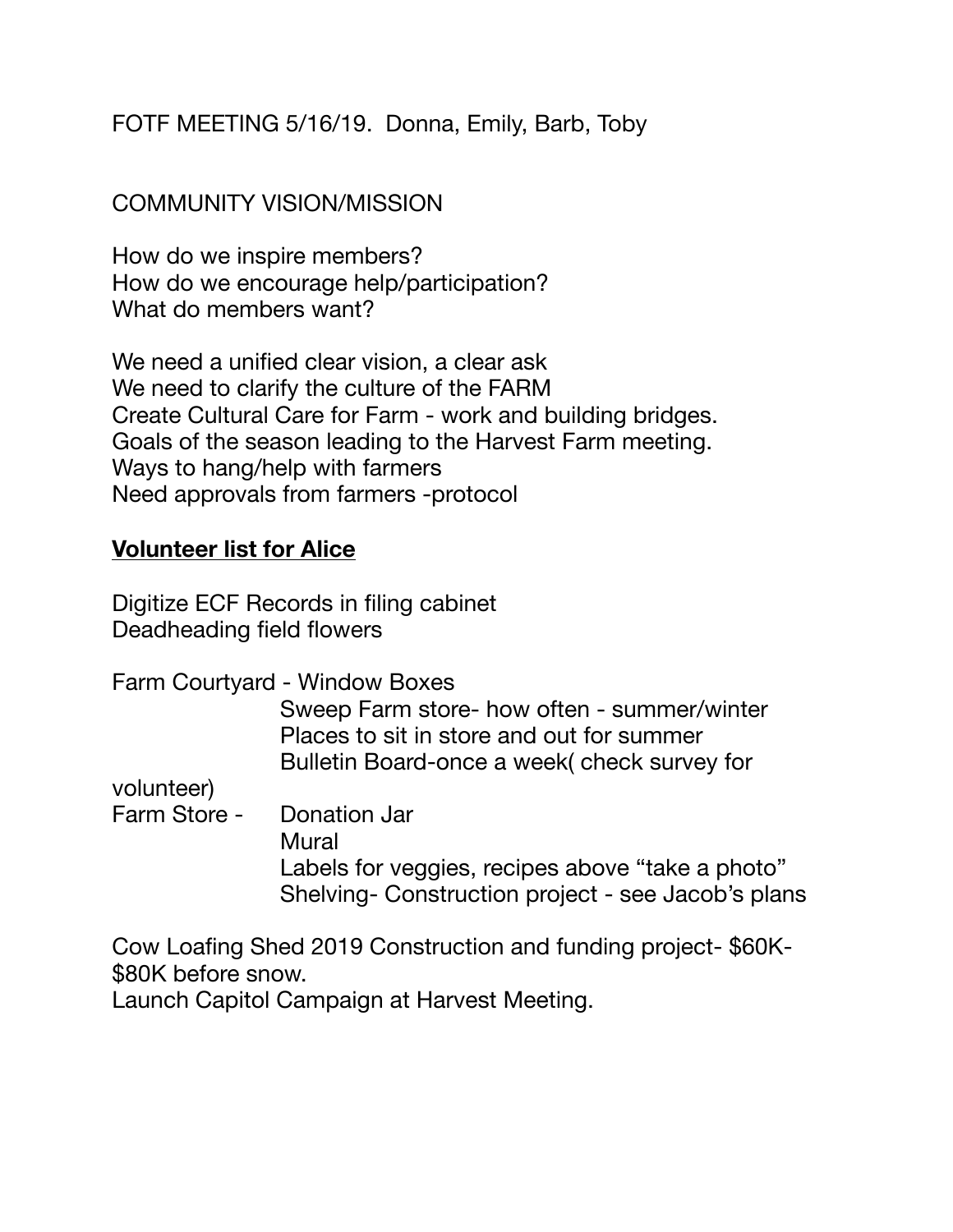FOTF MEETING 5/16/19. Donna, Emily, Barb, Toby

COMMUNITY VISION/MISSION

How do we inspire members?
How do we encourage help/participation?
What do members want?

We need a unified clear vision, a clear ask
We need to clarify the culture of the FARM
Create Cultural Care for Farm - work and building bridges.
Goals of the season leading to the Harvest Farm meeting.
Ways to hang/help with farmers
Need approvals from farmers -protocol

**<u>Volunteer list for Alice</u>**

Digitize ECF Records in filing cabinet
Deadheading field flowers

Farm Courtyard - Window Boxes
- Sweep Farm store- how often - summer/winter
- Places to sit in store and out for summer
- Bulletin Board-once a week( check survey for volunteer)

Farm Store -
- Donation Jar
- Mural
- Labels for veggies, recipes above "take a photo"
- Shelving- Construction project - see Jacob's plans

Cow Loafing Shed 2019 Construction and funding project- $60K-$80K before snow.
Launch Capitol Campaign at Harvest Meeting.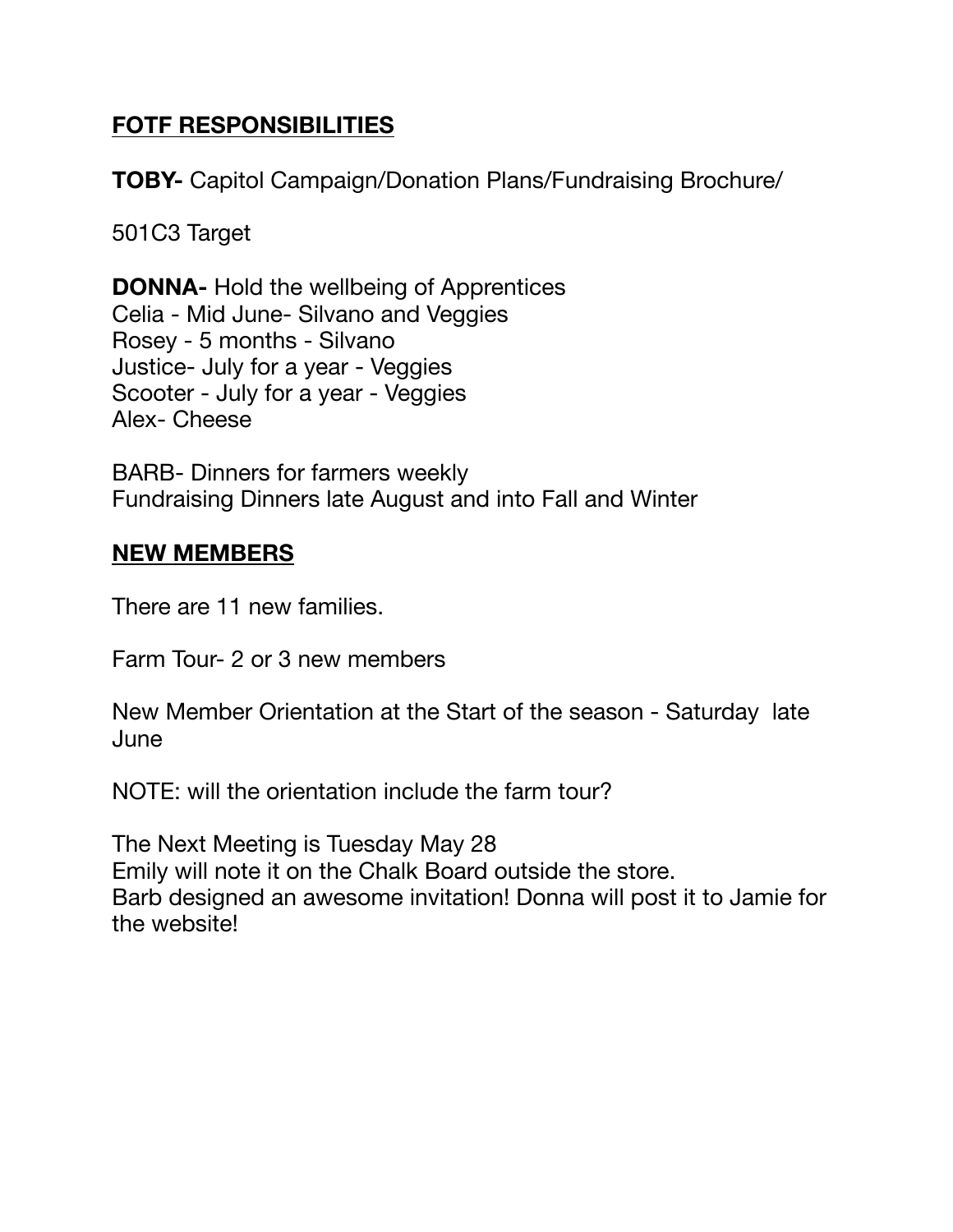**<u>FOTF RESPONSIBILITIES</u>**

**TOBY-** Capitol Campaign/Donation Plans/Fundraising Brochure/

501C3 Target

**DONNA-** Hold the wellbeing of Apprentices
Celia - Mid June- Silvano and Veggies
Rosey - 5 months - Silvano
Justice- July for a year - Veggies
Scooter - July for a year - Veggies
Alex- Cheese

BARB- Dinners for farmers weekly
Fundraising Dinners late August and into Fall and Winter

**<u>NEW MEMBERS</u>**

There are 11 new families.

Farm Tour- 2 or 3 new members

New Member Orientation at the Start of the season - Saturday late June

NOTE: will the orientation include the farm tour?

The Next Meeting is Tuesday May 28
Emily will note it on the Chalk Board outside the store.
Barb designed an awesome invitation! Donna will post it to Jamie for the website!